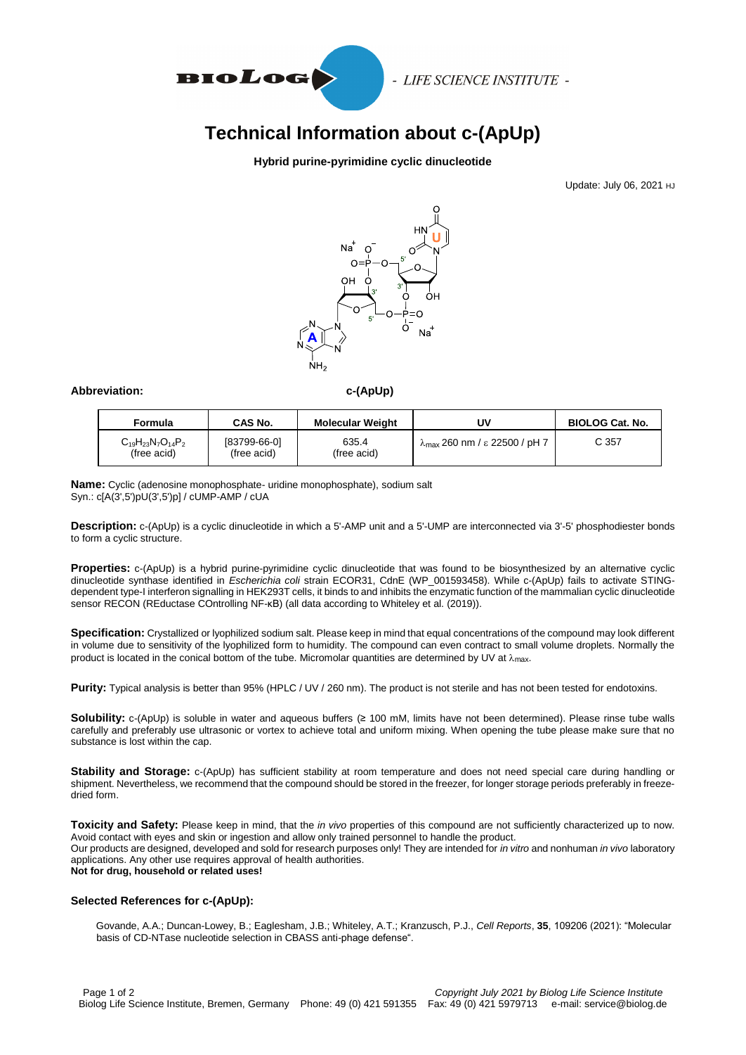# Technical Information about c-(ApUp)

**Hybrid purine-pyrimidine cyclic dinucleotide**

Update: July 06, 2021 HJ

**Abbreviation:** **c-(ApUp)**

| Formula | CAS No. | Molecular Weight | UV | BIOLOG Cat. No. |
|---|---|---|---|---|
| $C_{19}H_{23}N_7O_{14}P_2$ (free acid) | [83799-66-0] (free acid) | 635.4 (free acid) | $\lambda_{max}$ 260 nm / $\varepsilon$ 22500 / pH 7 | C 357 |

**Name:** Cyclic (adenosine monophosphate- uridine monophosphate), sodium salt
Syn.: c[A(3',5')pU(3',5')p] / cUMP-AMP / cUA

**Description:** c-(ApUp) is a cyclic dinucleotide in which a 5'-AMP unit and a 5'-UMP are interconnected via 3'-5' phosphodiester bonds to form a cyclic structure.

**Properties:** c-(ApUp) is a hybrid purine-pyrimidine cyclic dinucleotide that was found to be biosynthesized by an alternative cyclic dinucleotide synthase identified in *Escherichia coli* strain ECOR31, CdnE (WP_001593458). While c-(ApUp) fails to activate STING-dependent type-I interferon signalling in HEK293T cells, it binds to and inhibits the enzymatic function of the mammalian cyclic dinucleotide sensor RECON (REductase COntrolling NF-κB) (all data according to Whiteley et al. (2019)).

**Specification:** Crystallized or lyophilized sodium salt. Please keep in mind that equal concentrations of the compound may look different in volume due to sensitivity of the lyophilized form to humidity. The compound can even contract to small volume droplets. Normally the product is located in the conical bottom of the tube. Micromolar quantities are determined by UV at $\lambda_{max}$.

**Purity:** Typical analysis is better than 95% (HPLC / UV / 260 nm). The product is not sterile and has not been tested for endotoxins.

**Solubility:** c-(ApUp) is soluble in water and aqueous buffers (≥ 100 mM, limits have not been determined). Please rinse tube walls carefully and preferably use ultrasonic or vortex to achieve total and uniform mixing. When opening the tube please make sure that no substance is lost within the cap.

**Stability and Storage:** c-(ApUp) has sufficient stability at room temperature and does not need special care during handling or shipment. Nevertheless, we recommend that the compound should be stored in the freezer, for longer storage periods preferably in freeze-dried form.

**Toxicity and Safety:** Please keep in mind, that the *in vivo* properties of this compound are not sufficiently characterized up to now. Avoid contact with eyes and skin or ingestion and allow only trained personnel to handle the product.
Our products are designed, developed and sold for research purposes only! They are intended for *in vitro* and nonhuman *in vivo* laboratory applications. Any other use requires approval of health authorities.
**Not for drug, household or related uses!**

### Selected References for c-(ApUp):

Govande, A.A.; Duncan-Lowey, B.; Eaglesham, J.B.; Whiteley, A.T.; Kranzusch, P.J., *Cell Reports*, **35**, 109206 (2021): "Molecular basis of CD-NTase nucleotide selection in CBASS anti-phage defense".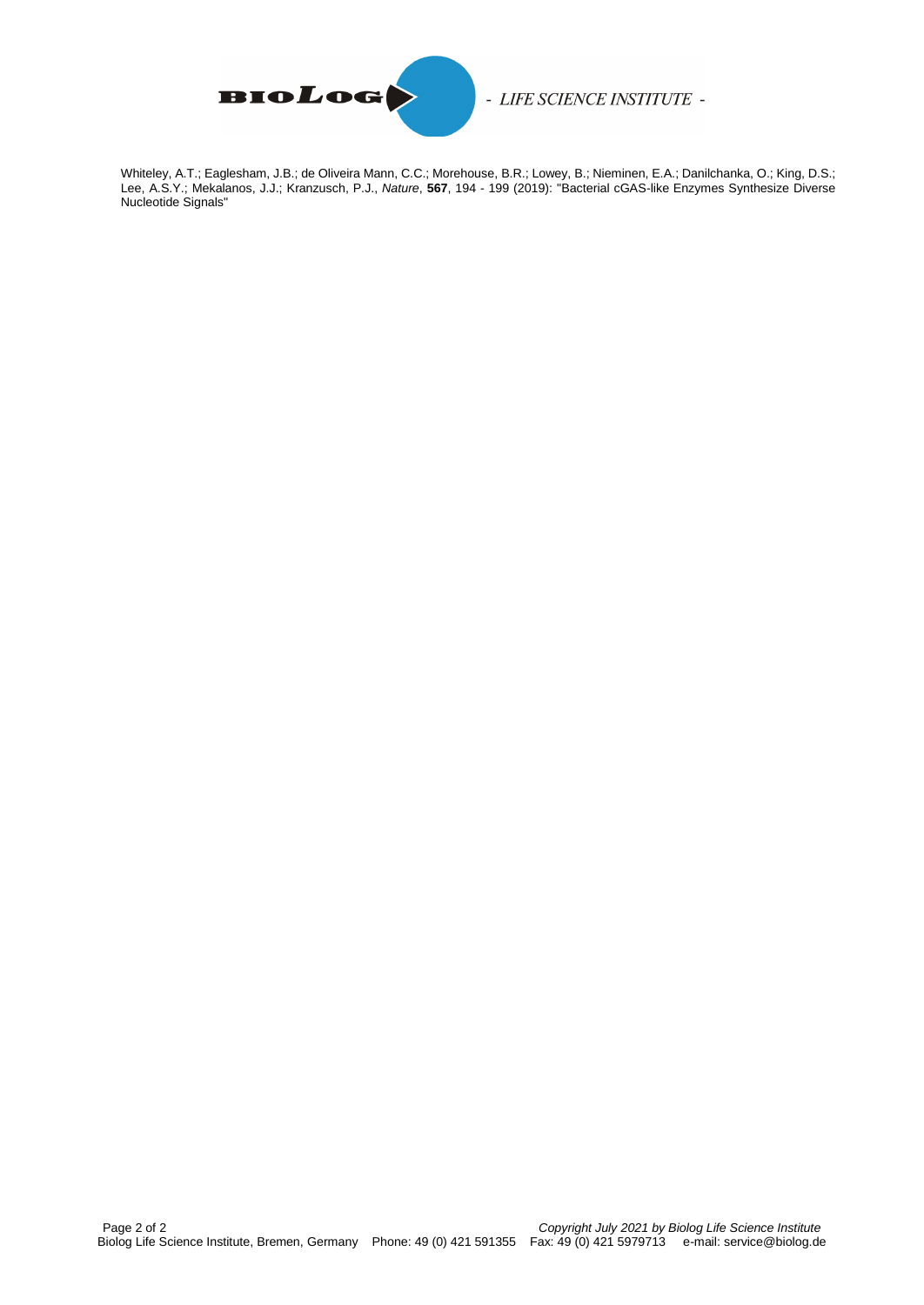Whiteley, A.T.; Eaglesham, J.B.; de Oliveira Mann, C.C.; Morehouse, B.R.; Lowey, B.; Nieminen, E.A.; Danilchanka, O.; King, D.S.; Lee, A.S.Y.; Mekalanos, J.J.; Kranzusch, P.J., *Nature*, **567**, 194 - 199 (2019): "Bacterial cGAS-like Enzymes Synthesize Diverse Nucleotide Signals"